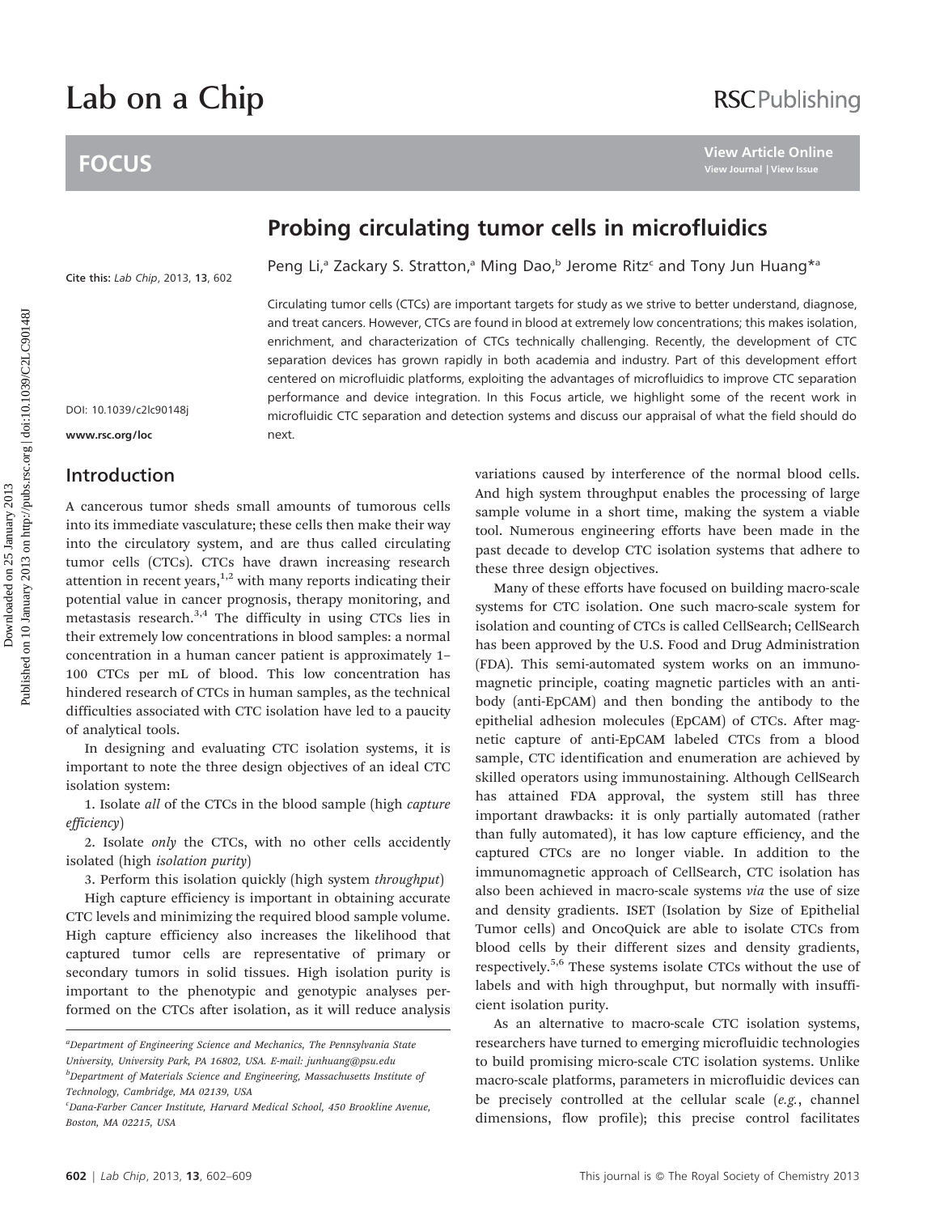# Lab on a Chip

## FOCUS

# Probing circulating tumor cells in microfluidics

Peng Li,[a] Zackary S. Stratton,[a] Ming Dao,[b] Jerome Ritz[c] and Tony Jun Huang*[a]

Cite this: *Lab Chip*, 2013, **13**, 602

DOI: 10.1039/c2lc90148j

www.rsc.org/loc

Circulating tumor cells (CTCs) are important targets for study as we strive to better understand, diagnose, and treat cancers. However, CTCs are found in blood at extremely low concentrations; this makes isolation, enrichment, and characterization of CTCs technically challenging. Recently, the development of CTC separation devices has grown rapidly in both academia and industry. Part of this development effort centered on microfluidic platforms, exploiting the advantages of microfluidics to improve CTC separation performance and device integration. In this Focus article, we highlight some of the recent work in microfluidic CTC separation and detection systems and discuss our appraisal of what the field should do next.

## Introduction

A cancerous tumor sheds small amounts of tumorous cells into its immediate vasculature; these cells then make their way into the circulatory system, and are thus called circulating tumor cells (CTCs). CTCs have drawn increasing research attention in recent years,[1,2] with many reports indicating their potential value in cancer prognosis, therapy monitoring, and metastasis research.[3,4] The difficulty in using CTCs lies in their extremely low concentrations in blood samples: a normal concentration in a human cancer patient is approximately 1–100 CTCs per mL of blood. This low concentration has hindered research of CTCs in human samples, as the technical difficulties associated with CTC isolation have led to a paucity of analytical tools.

In designing and evaluating CTC isolation systems, it is important to note the three design objectives of an ideal CTC isolation system:

1. Isolate *all* of the CTCs in the blood sample (high *capture efficiency*)

2. Isolate *only* the CTCs, with no other cells accidently isolated (high *isolation purity*)

3. Perform this isolation quickly (high system *throughput*)

High capture efficiency is important in obtaining accurate CTC levels and minimizing the required blood sample volume. High capture efficiency also increases the likelihood that captured tumor cells are representative of primary or secondary tumors in solid tissues. High isolation purity is important to the phenotypic and genotypic analyses performed on the CTCs after isolation, as it will reduce analysis variations caused by interference of the normal blood cells. And high system throughput enables the processing of large sample volume in a short time, making the system a viable tool. Numerous engineering efforts have been made in the past decade to develop CTC isolation systems that adhere to these three design objectives.

Many of these efforts have focused on building macro-scale systems for CTC isolation. One such macro-scale system for isolation and counting of CTCs is called CellSearch; CellSearch has been approved by the U.S. Food and Drug Administration (FDA). This semi-automated system works on an immunomagnetic principle, coating magnetic particles with an antibody (anti-EpCAM) and then bonding the antibody to the epithelial adhesion molecules (EpCAM) of CTCs. After magnetic capture of anti-EpCAM labeled CTCs from a blood sample, CTC identification and enumeration are achieved by skilled operators using immunostaining. Although CellSearch has attained FDA approval, the system still has three important drawbacks: it is only partially automated (rather than fully automated), it has low capture efficiency, and the captured CTCs are no longer viable. In addition to the immunomagnetic approach of CellSearch, CTC isolation has also been achieved in macro-scale systems *via* the use of size and density gradients. ISET (Isolation by Size of Epithelial Tumor cells) and OncoQuick are able to isolate CTCs from blood cells by their different sizes and density gradients, respectively.[5,6] These systems isolate CTCs without the use of labels and with high throughput, but normally with insufficient isolation purity.

As an alternative to macro-scale CTC isolation systems, researchers have turned to emerging microfluidic technologies to build promising micro-scale CTC isolation systems. Unlike macro-scale platforms, parameters in microfluidic devices can be precisely controlled at the cellular scale (*e.g.*, channel dimensions, flow profile); this precise control facilitates

[a]Department of Engineering Science and Mechanics, The Pennsylvania State University, University Park, PA 16802, USA. E-mail: junhuang@psu.edu

[b]Department of Materials Science and Engineering, Massachusetts Institute of Technology, Cambridge, MA 02139, USA

[c]Dana-Farber Cancer Institute, Harvard Medical School, 450 Brookline Avenue, Boston, MA 02215, USA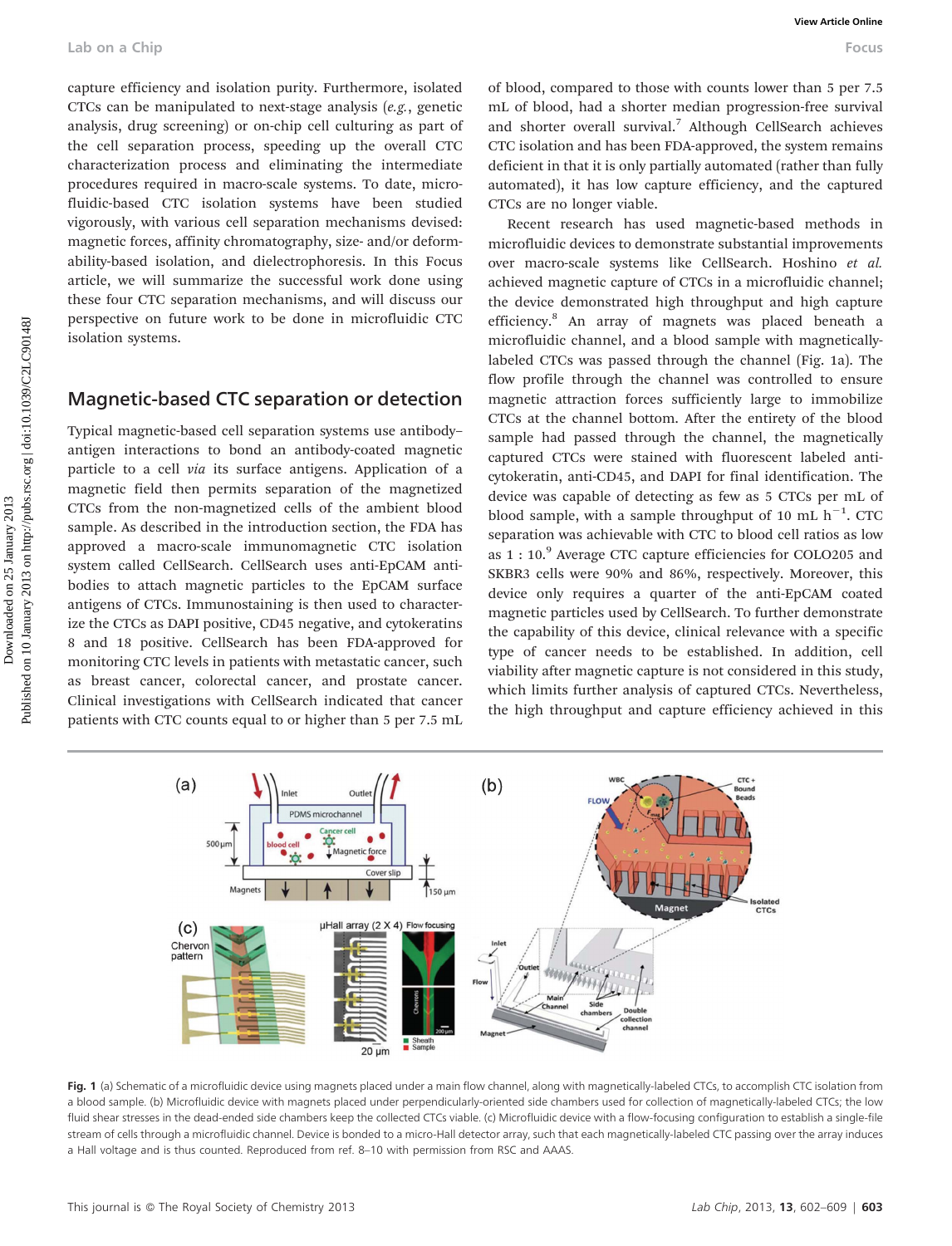capture efficiency and isolation purity. Furthermore, isolated CTCs can be manipulated to next-stage analysis (*e.g.*, genetic analysis, drug screening) or on-chip cell culturing as part of the cell separation process, speeding up the overall CTC characterization process and eliminating the intermediate procedures required in macro-scale systems. To date, microfluidic-based CTC isolation systems have been studied vigorously, with various cell separation mechanisms devised: magnetic forces, affinity chromatography, size- and/or deformability-based isolation, and dielectrophoresis. In this Focus article, we will summarize the successful work done using these four CTC separation mechanisms, and will discuss our perspective on future work to be done in microfluidic CTC isolation systems.

## Magnetic-based CTC separation or detection

Typical magnetic-based cell separation systems use antibody–antigen interactions to bond an antibody-coated magnetic particle to a cell *via* its surface antigens. Application of a magnetic field then permits separation of the magnetized CTCs from the non-magnetized cells of the ambient blood sample. As described in the introduction section, the FDA has approved a macro-scale immunomagnetic CTC isolation system called CellSearch. CellSearch uses anti-EpCAM antibodies to attach magnetic particles to the EpCAM surface antigens of CTCs. Immunostaining is then used to characterize the CTCs as DAPI positive, CD45 negative, and cytokeratins 8 and 18 positive. CellSearch has been FDA-approved for monitoring CTC levels in patients with metastatic cancer, such as breast cancer, colorectal cancer, and prostate cancer. Clinical investigations with CellSearch indicated that cancer patients with CTC counts equal to or higher than 5 per 7.5 mL of blood, compared to those with counts lower than 5 per 7.5 mL of blood, had a shorter median progression-free survival and shorter overall survival.[7] Although CellSearch achieves CTC isolation and has been FDA-approved, the system remains deficient in that it is only partially automated (rather than fully automated), it has low capture efficiency, and the captured CTCs are no longer viable.

Recent research has used magnetic-based methods in microfluidic devices to demonstrate substantial improvements over macro-scale systems like CellSearch. Hoshino *et al.* achieved magnetic capture of CTCs in a microfluidic channel; the device demonstrated high throughput and high capture efficiency.[8] An array of magnets was placed beneath a microfluidic channel, and a blood sample with magnetically-labeled CTCs was passed through the channel (Fig. 1a). The flow profile through the channel was controlled to ensure magnetic attraction forces sufficiently large to immobilize CTCs at the channel bottom. After the entirety of the blood sample had passed through the channel, the magnetically captured CTCs were stained with fluorescent labeled anti-cytokeratin, anti-CD45, and DAPI for final identification. The device was capable of detecting as few as 5 CTCs per mL of blood sample, with a sample throughput of 10 mL $h^{-1}$. CTC separation was achievable with CTC to blood cell ratios as low as 1 : 10.[9] Average CTC capture efficiencies for COLO205 and SKBR3 cells were 90% and 86%, respectively. Moreover, this device only requires a quarter of the anti-EpCAM coated magnetic particles used by CellSearch. To further demonstrate the capability of this device, clinical relevance with a specific type of cancer needs to be established. In addition, cell viability after magnetic capture is not considered in this study, which limits further analysis of captured CTCs. Nevertheless, the high throughput and capture efficiency achieved in this

**Fig. 1** (a) Schematic of a microfluidic device using magnets placed under a main flow channel, along with magnetically-labeled CTCs, to accomplish CTC isolation from a blood sample. (b) Microfluidic device with magnets placed under perpendicularly-oriented side chambers used for collection of magnetically-labeled CTCs; the low fluid shear stresses in the dead-ended side chambers keep the collected CTCs viable. (c) Microfluidic device with a flow-focusing configuration to establish a single-file stream of cells through a microfluidic channel. Device is bonded to a micro-Hall detector array, such that each magnetically-labeled CTC passing over the array induces a Hall voltage and is thus counted. Reproduced from ref. 8–10 with permission from RSC and AAAS.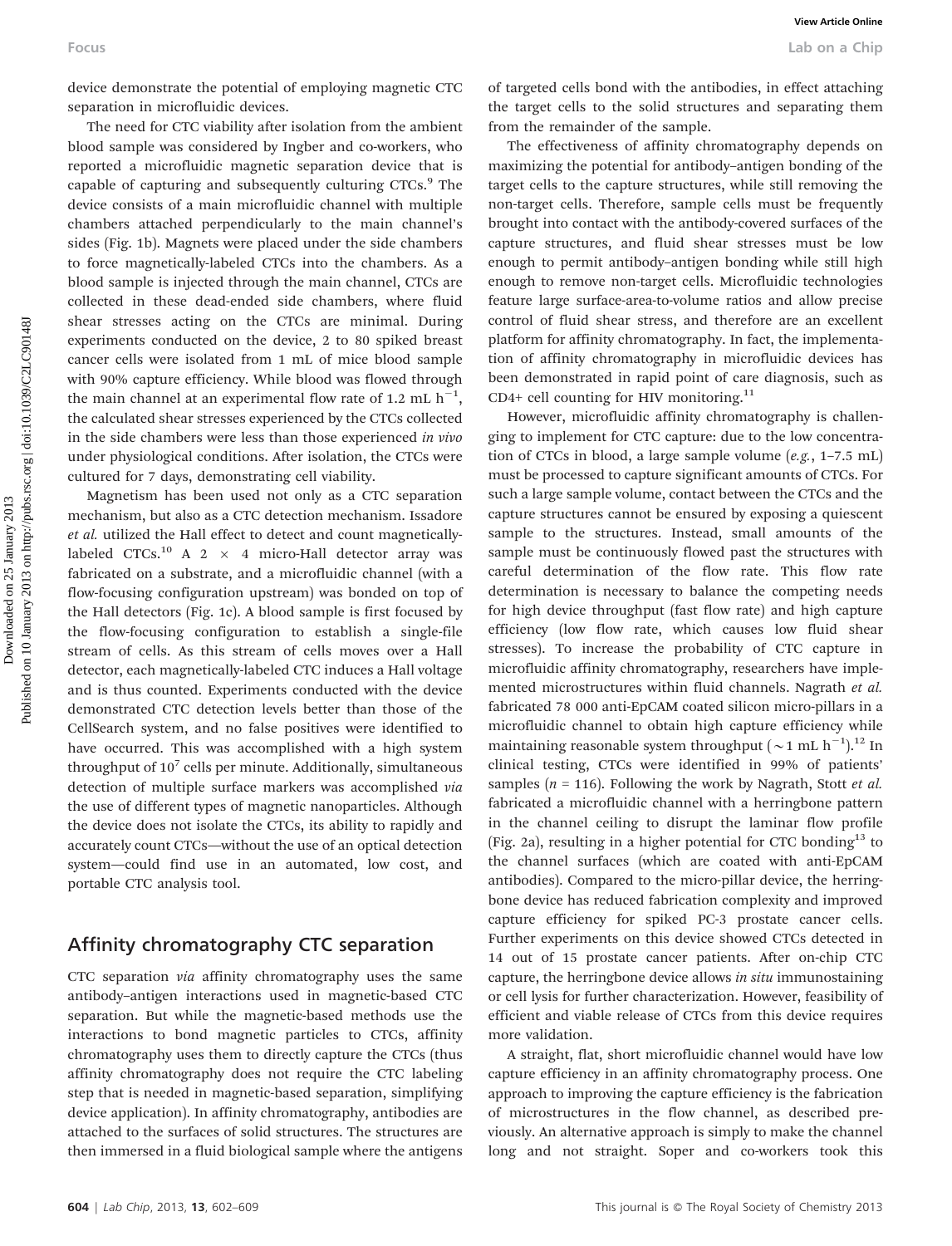device demonstrate the potential of employing magnetic CTC separation in microfluidic devices.

The need for CTC viability after isolation from the ambient blood sample was considered by Ingber and co-workers, who reported a microfluidic magnetic separation device that is capable of capturing and subsequently culturing CTCs.[9] The device consists of a main microfluidic channel with multiple chambers attached perpendicularly to the main channel's sides (Fig. 1b). Magnets were placed under the side chambers to force magnetically-labeled CTCs into the chambers. As a blood sample is injected through the main channel, CTCs are collected in these dead-ended side chambers, where fluid shear stresses acting on the CTCs are minimal. During experiments conducted on the device, 2 to 80 spiked breast cancer cells were isolated from 1 mL of mice blood sample with 90% capture efficiency. While blood was flowed through the main channel at an experimental flow rate of 1.2 mL $h^{-1}$, the calculated shear stresses experienced by the CTCs collected in the side chambers were less than those experienced *in vivo* under physiological conditions. After isolation, the CTCs were cultured for 7 days, demonstrating cell viability.

Magnetism has been used not only as a CTC separation mechanism, but also as a CTC detection mechanism. Issadore *et al.* utilized the Hall effect to detect and count magnetically-labeled CTCs.[10] A 2 × 4 micro-Hall detector array was fabricated on a substrate, and a microfluidic channel (with a flow-focusing configuration upstream) was bonded on top of the Hall detectors (Fig. 1c). A blood sample is first focused by the flow-focusing configuration to establish a single-file stream of cells. As this stream of cells moves over a Hall detector, each magnetically-labeled CTC induces a Hall voltage and is thus counted. Experiments conducted with the device demonstrated CTC detection levels better than those of the CellSearch system, and no false positives were identified to have occurred. This was accomplished with a high system throughput of $10^7$ cells per minute. Additionally, simultaneous detection of multiple surface markers was accomplished *via* the use of different types of magnetic nanoparticles. Although the device does not isolate the CTCs, its ability to rapidly and accurately count CTCs—without the use of an optical detection system—could find use in an automated, low cost, and portable CTC analysis tool.

## Affinity chromatography CTC separation

CTC separation *via* affinity chromatography uses the same antibody–antigen interactions used in magnetic-based CTC separation. But while the magnetic-based methods use the interactions to bond magnetic particles to CTCs, affinity chromatography uses them to directly capture the CTCs (thus affinity chromatography does not require the CTC labeling step that is needed in magnetic-based separation, simplifying device application). In affinity chromatography, antibodies are attached to the surfaces of solid structures. The structures are then immersed in a fluid biological sample where the antigens of targeted cells bond with the antibodies, in effect attaching the target cells to the solid structures and separating them from the remainder of the sample.

The effectiveness of affinity chromatography depends on maximizing the potential for antibody–antigen bonding of the target cells to the capture structures, while still removing the non-target cells. Therefore, sample cells must be frequently brought into contact with the antibody-covered surfaces of the capture structures, and fluid shear stresses must be low enough to permit antibody–antigen bonding while still high enough to remove non-target cells. Microfluidic technologies feature large surface-area-to-volume ratios and allow precise control of fluid shear stress, and therefore are an excellent platform for affinity chromatography. In fact, the implementation of affinity chromatography in microfluidic devices has been demonstrated in rapid point of care diagnosis, such as CD4+ cell counting for HIV monitoring.[11]

However, microfluidic affinity chromatography is challenging to implement for CTC capture: due to the low concentration of CTCs in blood, a large sample volume (*e.g.*, 1–7.5 mL) must be processed to capture significant amounts of CTCs. For such a large sample volume, contact between the CTCs and the capture structures cannot be ensured by exposing a quiescent sample to the structures. Instead, small amounts of the sample must be continuously flowed past the structures with careful determination of the flow rate. This flow rate determination is necessary to balance the competing needs for high device throughput (fast flow rate) and high capture efficiency (low flow rate, which causes low fluid shear stresses). To increase the probability of CTC capture in microfluidic affinity chromatography, researchers have implemented microstructures within fluid channels. Nagrath *et al.* fabricated 78 000 anti-EpCAM coated silicon micro-pillars in a microfluidic channel to obtain high capture efficiency while maintaining reasonable system throughput (~1 mL $h^{-1}$).[12] In clinical testing, CTCs were identified in 99% of patients' samples ($n$ = 116). Following the work by Nagrath, Stott *et al.* fabricated a microfluidic channel with a herringbone pattern in the channel ceiling to disrupt the laminar flow profile (Fig. 2a), resulting in a higher potential for CTC bonding[13] to the channel surfaces (which are coated with anti-EpCAM antibodies). Compared to the micro-pillar device, the herringbone device has reduced fabrication complexity and improved capture efficiency for spiked PC-3 prostate cancer cells. Further experiments on this device showed CTCs detected in 14 out of 15 prostate cancer patients. After on-chip CTC capture, the herringbone device allows *in situ* immunostaining or cell lysis for further characterization. However, feasibility of efficient and viable release of CTCs from this device requires more validation.

A straight, flat, short microfluidic channel would have low capture efficiency in an affinity chromatography process. One approach to improving the capture efficiency is the fabrication of microstructures in the flow channel, as described previously. An alternative approach is simply to make the channel long and not straight. Soper and co-workers took this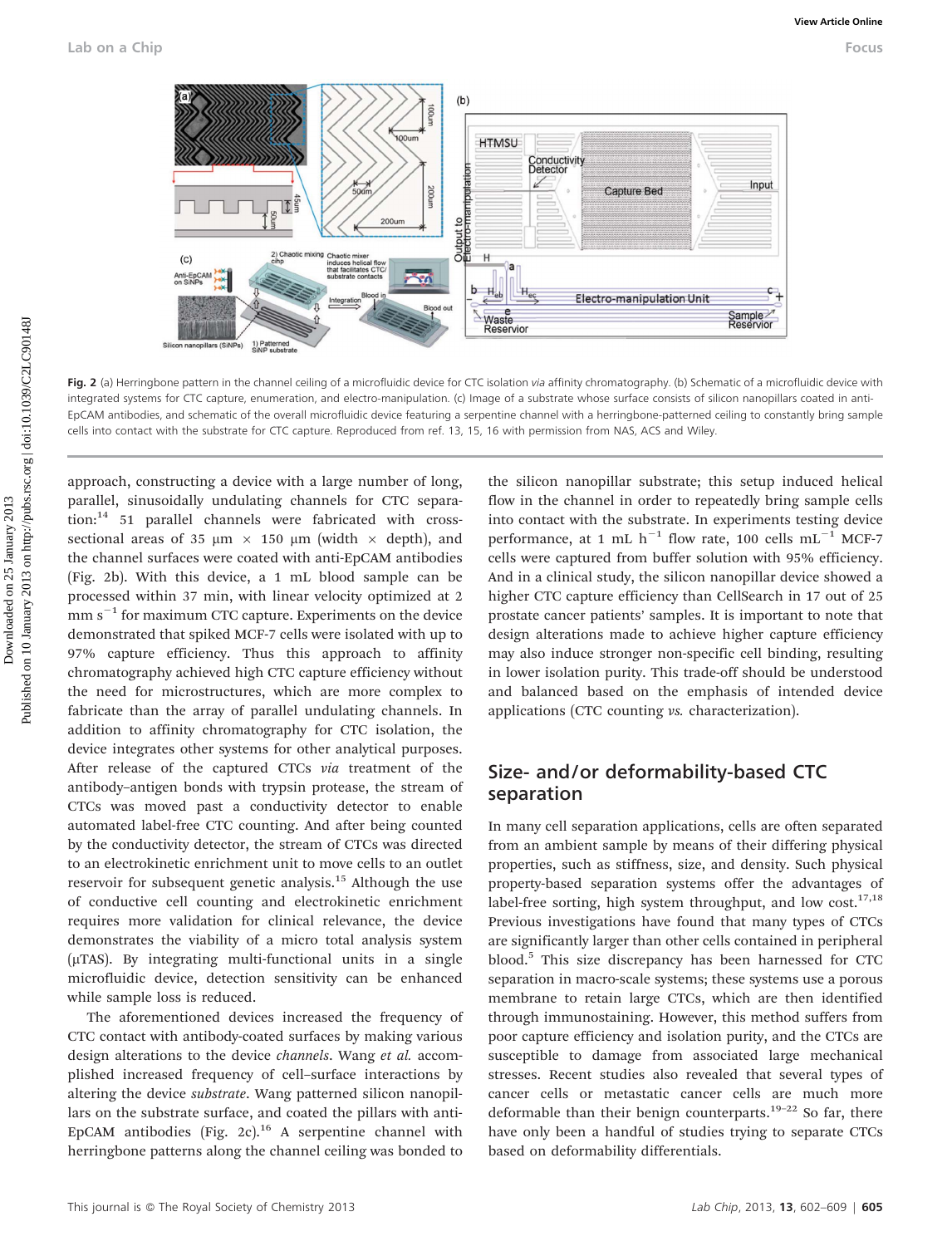Fig. 2 (a) Herringbone pattern in the channel ceiling of a microfluidic device for CTC isolation *via* affinity chromatography. (b) Schematic of a microfluidic device with integrated systems for CTC capture, enumeration, and electro-manipulation. (c) Image of a substrate whose surface consists of silicon nanopillars coated in anti-EpCAM antibodies, and schematic of the overall microfluidic device featuring a serpentine channel with a herringbone-patterned ceiling to constantly bring sample cells into contact with the substrate for CTC capture. Reproduced from ref. 13, 15, 16 with permission from NAS, ACS and Wiley.

approach, constructing a device with a large number of long, parallel, sinusoidally undulating channels for CTC separation:[14] 51 parallel channels were fabricated with cross-sectional areas of 35 μm × 150 μm (width × depth), and the channel surfaces were coated with anti-EpCAM antibodies (Fig. 2b). With this device, a 1 mL blood sample can be processed within 37 min, with linear velocity optimized at 2 mm s$^{-1}$ for maximum CTC capture. Experiments on the device demonstrated that spiked MCF-7 cells were isolated with up to 97% capture efficiency. Thus this approach to affinity chromatography achieved high CTC capture efficiency without the need for microstructures, which are more complex to fabricate than the array of parallel undulating channels. In addition to affinity chromatography for CTC isolation, the device integrates other systems for other analytical purposes. After release of the captured CTCs *via* treatment of the antibody–antigen bonds with trypsin protease, the stream of CTCs was moved past a conductivity detector to enable automated label-free CTC counting. And after being counted by the conductivity detector, the stream of CTCs was directed to an electrokinetic enrichment unit to move cells to an outlet reservoir for subsequent genetic analysis.[15] Although the use of conductive cell counting and electrokinetic enrichment requires more validation for clinical relevance, the device demonstrates the viability of a micro total analysis system (μTAS). By integrating multi-functional units in a single microfluidic device, detection sensitivity can be enhanced while sample loss is reduced.

The aforementioned devices increased the frequency of CTC contact with antibody-coated surfaces by making various design alterations to the device *channels*. Wang *et al.* accomplished increased frequency of cell–surface interactions by altering the device *substrate*. Wang patterned silicon nanopillars on the substrate surface, and coated the pillars with anti-EpCAM antibodies (Fig. 2c).[16] A serpentine channel with herringbone patterns along the channel ceiling was bonded to the silicon nanopillar substrate; this setup induced helical flow in the channel in order to repeatedly bring sample cells into contact with the substrate. In experiments testing device performance, at 1 mL h$^{-1}$ flow rate, 100 cells mL$^{-1}$ MCF-7 cells were captured from buffer solution with 95% efficiency. And in a clinical study, the silicon nanopillar device showed a higher CTC capture efficiency than CellSearch in 17 out of 25 prostate cancer patients' samples. It is important to note that design alterations made to achieve higher capture efficiency may also induce stronger non-specific cell binding, resulting in lower isolation purity. This trade-off should be understood and balanced based on the emphasis of intended device applications (CTC counting *vs.* characterization).

## Size- and/or deformability-based CTC separation

In many cell separation applications, cells are often separated from an ambient sample by means of their differing physical properties, such as stiffness, size, and density. Such physical property-based separation systems offer the advantages of label-free sorting, high system throughput, and low cost.[17,18] Previous investigations have found that many types of CTCs are significantly larger than other cells contained in peripheral blood.[5] This size discrepancy has been harnessed for CTC separation in macro-scale systems; these systems use a porous membrane to retain large CTCs, which are then identified through immunostaining. However, this method suffers from poor capture efficiency and isolation purity, and the CTCs are susceptible to damage from associated large mechanical stresses. Recent studies also revealed that several types of cancer cells or metastatic cancer cells are much more deformable than their benign counterparts.[19–22] So far, there have only been a handful of studies trying to separate CTCs based on deformability differentials.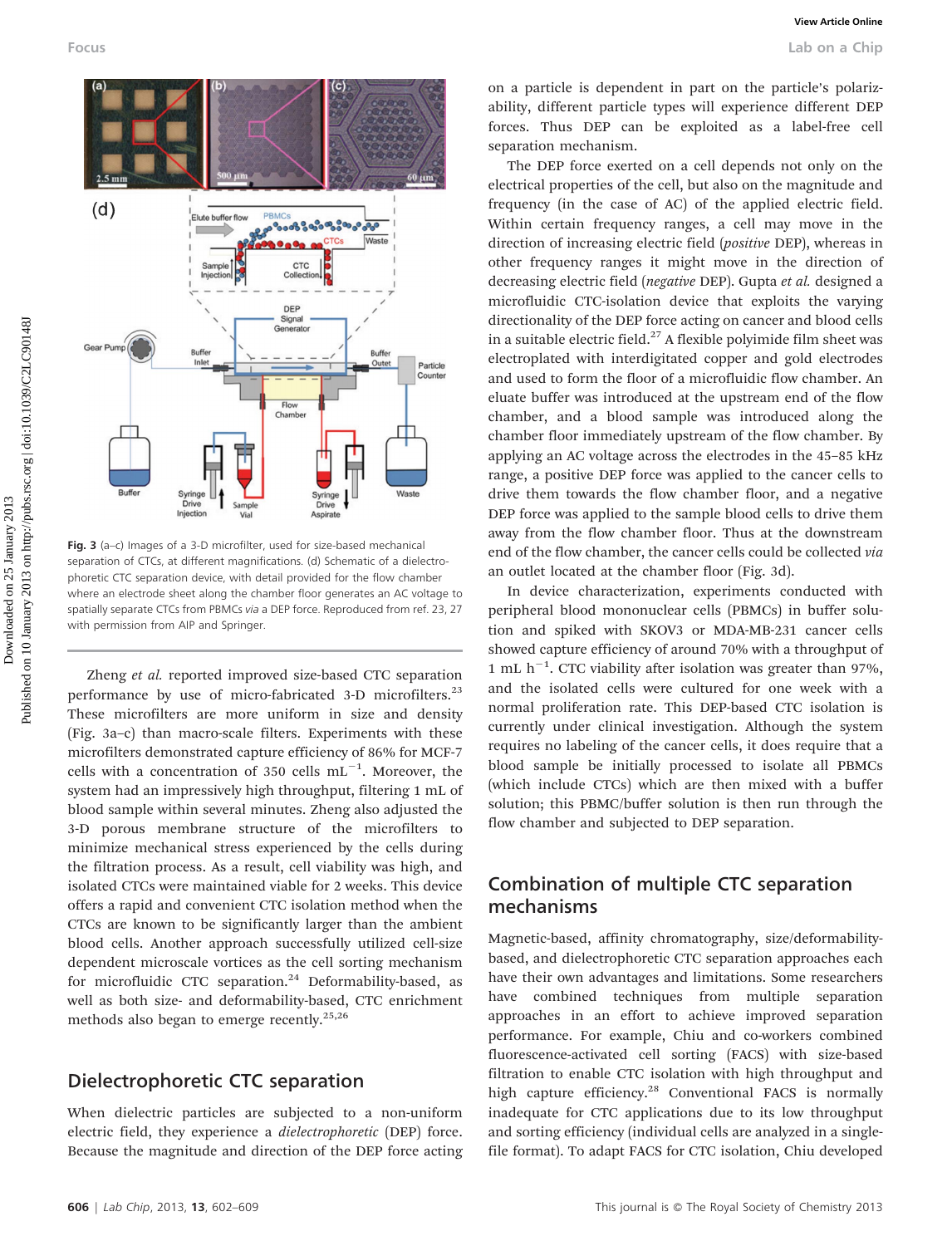Fig. 3 (a–c) Images of a 3-D microfilter, used for size-based mechanical separation of CTCs, at different magnifications. (d) Schematic of a dielectrophoretic CTC separation device, with detail provided for the flow chamber where an electrode sheet along the chamber floor generates an AC voltage to spatially separate CTCs from PBMCs *via* a DEP force. Reproduced from ref. 23, 27 with permission from AIP and Springer.

Zheng *et al.* reported improved size-based CTC separation performance by use of micro-fabricated 3-D microfilters.[23] These microfilters are more uniform in size and density (Fig. 3a–c) than macro-scale filters. Experiments with these microfilters demonstrated capture efficiency of 86% for MCF-7 cells with a concentration of 350 cells $mL^{-1}$. Moreover, the system had an impressively high throughput, filtering 1 mL of blood sample within several minutes. Zheng also adjusted the 3-D porous membrane structure of the microfilters to minimize mechanical stress experienced by the cells during the filtration process. As a result, cell viability was high, and isolated CTCs were maintained viable for 2 weeks. This device offers a rapid and convenient CTC isolation method when the CTCs are known to be significantly larger than the ambient blood cells. Another approach successfully utilized cell-size dependent microscale vortices as the cell sorting mechanism for microfluidic CTC separation.[24] Deformability-based, as well as both size- and deformability-based, CTC enrichment methods also began to emerge recently.[25,26]

## Dielectrophoretic CTC separation

When dielectric particles are subjected to a non-uniform electric field, they experience a *dielectrophoretic* (DEP) force. Because the magnitude and direction of the DEP force acting on a particle is dependent in part on the particle's polarizability, different particle types will experience different DEP forces. Thus DEP can be exploited as a label-free cell separation mechanism.

The DEP force exerted on a cell depends not only on the electrical properties of the cell, but also on the magnitude and frequency (in the case of AC) of the applied electric field. Within certain frequency ranges, a cell may move in the direction of increasing electric field (*positive* DEP), whereas in other frequency ranges it might move in the direction of decreasing electric field (*negative* DEP). Gupta *et al.* designed a microfluidic CTC-isolation device that exploits the varying directionality of the DEP force acting on cancer and blood cells in a suitable electric field.[27] A flexible polyimide film sheet was electroplated with interdigitated copper and gold electrodes and used to form the floor of a microfluidic flow chamber. An eluate buffer was introduced at the upstream end of the flow chamber, and a blood sample was introduced along the chamber floor immediately upstream of the flow chamber. By applying an AC voltage across the electrodes in the 45–85 kHz range, a positive DEP force was applied to the cancer cells to drive them towards the flow chamber floor, and a negative DEP force was applied to the sample blood cells to drive them away from the flow chamber floor. Thus at the downstream end of the flow chamber, the cancer cells could be collected *via* an outlet located at the chamber floor (Fig. 3d).

In device characterization, experiments conducted with peripheral blood mononuclear cells (PBMCs) in buffer solution and spiked with SKOV3 or MDA-MB-231 cancer cells showed capture efficiency of around 70% with a throughput of 1 mL $h^{-1}$. CTC viability after isolation was greater than 97%, and the isolated cells were cultured for one week with a normal proliferation rate. This DEP-based CTC isolation is currently under clinical investigation. Although the system requires no labeling of the cancer cells, it does require that a blood sample be initially processed to isolate all PBMCs (which include CTCs) which are then mixed with a buffer solution; this PBMC/buffer solution is then run through the flow chamber and subjected to DEP separation.

## Combination of multiple CTC separation mechanisms

Magnetic-based, affinity chromatography, size/deformability-based, and dielectrophoretic CTC separation approaches each have their own advantages and limitations. Some researchers have combined techniques from multiple separation approaches in an effort to achieve improved separation performance. For example, Chiu and co-workers combined fluorescence-activated cell sorting (FACS) with size-based filtration to enable CTC isolation with high throughput and high capture efficiency.[28] Conventional FACS is normally inadequate for CTC applications due to its low throughput and sorting efficiency (individual cells are analyzed in a single-file format). To adapt FACS for CTC isolation, Chiu developed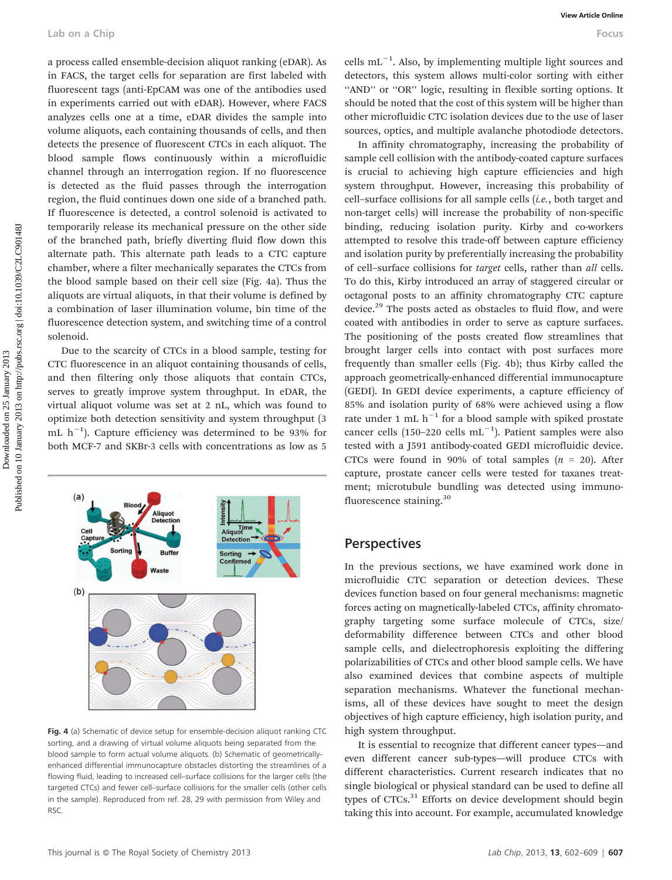a process called ensemble-decision aliquot ranking (eDAR). As in FACS, the target cells for separation are first labeled with fluorescent tags (anti-EpCAM was one of the antibodies used in experiments carried out with eDAR). However, where FACS analyzes cells one at a time, eDAR divides the sample into volume aliquots, each containing thousands of cells, and then detects the presence of fluorescent CTCs in each aliquot. The blood sample flows continuously within a microfluidic channel through an interrogation region. If no fluorescence is detected as the fluid passes through the interrogation region, the fluid continues down one side of a branched path. If fluorescence is detected, a control solenoid is activated to temporarily release its mechanical pressure on the other side of the branched path, briefly diverting fluid flow down this alternate path. This alternate path leads to a CTC capture chamber, where a filter mechanically separates the CTCs from the blood sample based on their cell size (Fig. 4a). Thus the aliquots are virtual aliquots, in that their volume is defined by a combination of laser illumination volume, bin time of the fluorescence detection system, and switching time of a control solenoid.

Due to the scarcity of CTCs in a blood sample, testing for CTC fluorescence in an aliquot containing thousands of cells, and then filtering only those aliquots that contain CTCs, serves to greatly improve system throughput. In eDAR, the virtual aliquot volume was set at 2 nL, which was found to optimize both detection sensitivity and system throughput (3 mL $h^{-1}$). Capture efficiency was determined to be 93% for both MCF-7 and SKBr-3 cells with concentrations as low as 5 cells $mL^{-1}$. Also, by implementing multiple light sources and detectors, this system allows multi-color sorting with either "AND" or "OR" logic, resulting in flexible sorting options. It should be noted that the cost of this system will be higher than other microfluidic CTC isolation devices due to the use of laser sources, optics, and multiple avalanche photodiode detectors.

Fig. 4 (a) Schematic of device setup for ensemble-decision aliquot ranking CTC sorting, and a drawing of virtual volume aliquots being separated from the blood sample to form actual volume aliquots. (b) Schematic of geometrically-enhanced differential immunocapture obstacles distorting the streamlines of a flowing fluid, leading to increased cell–surface collisions for the larger cells (the targeted CTCs) and fewer cell–surface collisions for the smaller cells (other cells in the sample). Reproduced from ref. 28, 29 with permission from Wiley and RSC.

In affinity chromatography, increasing the probability of sample cell collision with the antibody-coated capture surfaces is crucial to achieving high capture efficiencies and high system throughput. However, increasing this probability of cell–surface collisions for all sample cells (*i.e.*, both target and non-target cells) will increase the probability of non-specific binding, reducing isolation purity. Kirby and co-workers attempted to resolve this trade-off between capture efficiency and isolation purity by preferentially increasing the probability of cell–surface collisions for *target* cells, rather than *all* cells. To do this, Kirby introduced an array of staggered circular or octagonal posts to an affinity chromatography CTC capture device.[29] The posts acted as obstacles to fluid flow, and were coated with antibodies in order to serve as capture surfaces. The positioning of the posts created flow streamlines that brought larger cells into contact with post surfaces more frequently than smaller cells (Fig. 4b); thus Kirby called the approach geometrically-enhanced differential immunocapture (GEDI). In GEDI device experiments, a capture efficiency of 85% and isolation purity of 68% were achieved using a flow rate under 1 mL $h^{-1}$ for a blood sample with spiked prostate cancer cells (150–220 cells $mL^{-1}$). Patient samples were also tested with a J591 antibody-coated GEDI microfluidic device. CTCs were found in 90% of total samples ($n$ = 20). After capture, prostate cancer cells were tested for taxanes treatment; microtubule bundling was detected using immunofluorescence staining.[30]

## Perspectives

In the previous sections, we have examined work done in microfluidic CTC separation or detection devices. These devices function based on four general mechanisms: magnetic forces acting on magnetically-labeled CTCs, affinity chromatography targeting some surface molecule of CTCs, size/deformability difference between CTCs and other blood sample cells, and dielectrophoresis exploiting the differing polarizabilities of CTCs and other blood sample cells. We have also examined devices that combine aspects of multiple separation mechanisms. Whatever the functional mechanisms, all of these devices have sought to meet the design objectives of high capture efficiency, high isolation purity, and high system throughput.

It is essential to recognize that different cancer types—and even different cancer sub-types—will produce CTCs with different characteristics. Current research indicates that no single biological or physical standard can be used to define all types of CTCs.[31] Efforts on device development should begin taking this into account. For example, accumulated knowledge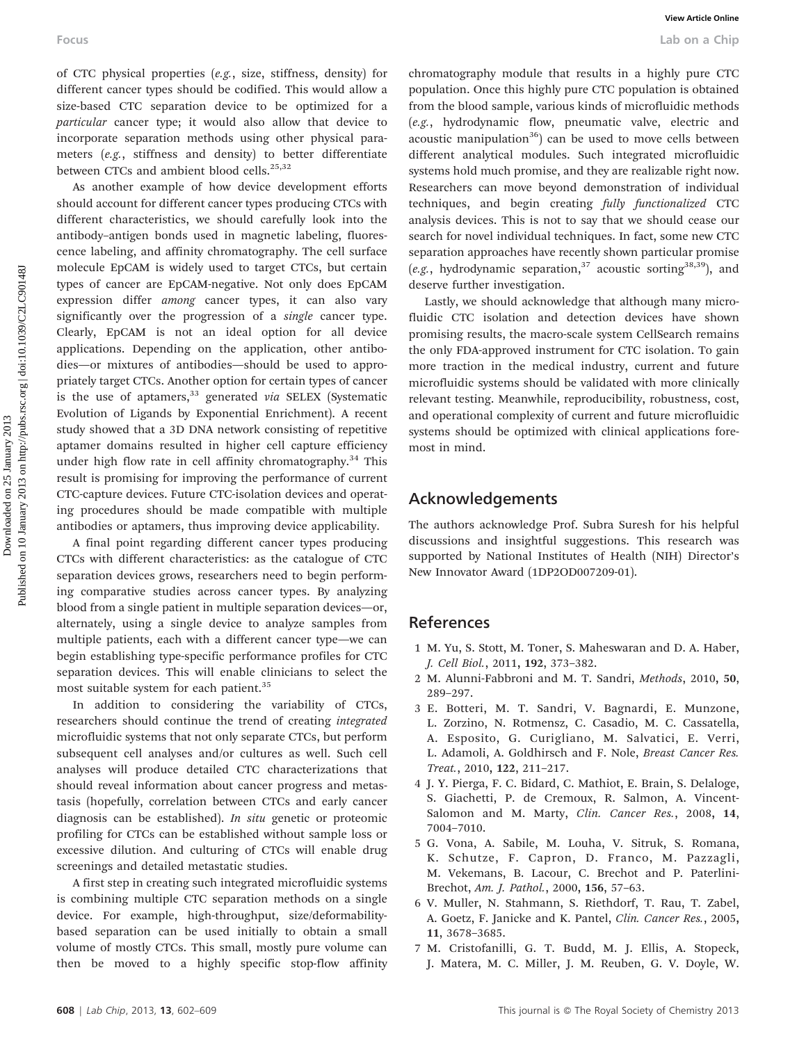of CTC physical properties (*e.g.*, size, stiffness, density) for different cancer types should be codified. This would allow a size-based CTC separation device to be optimized for a *particular* cancer type; it would also allow that device to incorporate separation methods using other physical parameters (*e.g.*, stiffness and density) to better differentiate between CTCs and ambient blood cells.[25,32]

As another example of how device development efforts should account for different cancer types producing CTCs with different characteristics, we should carefully look into the antibody–antigen bonds used in magnetic labeling, fluorescence labeling, and affinity chromatography. The cell surface molecule EpCAM is widely used to target CTCs, but certain types of cancer are EpCAM-negative. Not only does EpCAM expression differ *among* cancer types, it can also vary significantly over the progression of a *single* cancer type. Clearly, EpCAM is not an ideal option for all device applications. Depending on the application, other antibodies—or mixtures of antibodies—should be used to appropriately target CTCs. Another option for certain types of cancer is the use of aptamers,[33] generated *via* SELEX (Systematic Evolution of Ligands by Exponential Enrichment). A recent study showed that a 3D DNA network consisting of repetitive aptamer domains resulted in higher cell capture efficiency under high flow rate in cell affinity chromatography.[34] This result is promising for improving the performance of current CTC-capture devices. Future CTC-isolation devices and operating procedures should be made compatible with multiple antibodies or aptamers, thus improving device applicability.

A final point regarding different cancer types producing CTCs with different characteristics: as the catalogue of CTC separation devices grows, researchers need to begin performing comparative studies across cancer types. By analyzing blood from a single patient in multiple separation devices—or, alternately, using a single device to analyze samples from multiple patients, each with a different cancer type—we can begin establishing type-specific performance profiles for CTC separation devices. This will enable clinicians to select the most suitable system for each patient.[35]

In addition to considering the variability of CTCs, researchers should continue the trend of creating *integrated* microfluidic systems that not only separate CTCs, but perform subsequent cell analyses and/or cultures as well. Such cell analyses will produce detailed CTC characterizations that should reveal information about cancer progress and metastasis (hopefully, correlation between CTCs and early cancer diagnosis can be established). *In situ* genetic or proteomic profiling for CTCs can be established without sample loss or excessive dilution. And culturing of CTCs will enable drug screenings and detailed metastatic studies.

A first step in creating such integrated microfluidic systems is combining multiple CTC separation methods on a single device. For example, high-throughput, size/deformability-based separation can be used initially to obtain a small volume of mostly CTCs. This small, mostly pure volume can then be moved to a highly specific stop-flow affinity chromatography module that results in a highly pure CTC population. Once this highly pure CTC population is obtained from the blood sample, various kinds of microfluidic methods (*e.g.*, hydrodynamic flow, pneumatic valve, electric and acoustic manipulation[36]) can be used to move cells between different analytical modules. Such integrated microfluidic systems hold much promise, and they are realizable right now. Researchers can move beyond demonstration of individual techniques, and begin creating *fully functionalized* CTC analysis devices. This is not to say that we should cease our search for novel individual techniques. In fact, some new CTC separation approaches have recently shown particular promise (*e.g.*, hydrodynamic separation,[37] acoustic sorting[38,39]), and deserve further investigation.

Lastly, we should acknowledge that although many microfluidic CTC isolation and detection devices have shown promising results, the macro-scale system CellSearch remains the only FDA-approved instrument for CTC isolation. To gain more traction in the medical industry, current and future microfluidic systems should be validated with more clinically relevant testing. Meanwhile, reproducibility, robustness, cost, and operational complexity of current and future microfluidic systems should be optimized with clinical applications foremost in mind.

## Acknowledgements

The authors acknowledge Prof. Subra Suresh for his helpful discussions and insightful suggestions. This research was supported by National Institutes of Health (NIH) Director's New Innovator Award (1DP2OD007209-01).

## References

1. M. Yu, S. Stott, M. Toner, S. Maheswaran and D. A. Haber, *J. Cell Biol.*, 2011, **192**, 373–382.
2. M. Alunni-Fabbroni and M. T. Sandri, *Methods*, 2010, **50**, 289–297.
3. E. Botteri, M. T. Sandri, V. Bagnardi, E. Munzone, L. Zorzino, N. Rotmensz, C. Casadio, M. C. Cassatella, A. Esposito, G. Curigliano, M. Salvatici, E. Verri, L. Adamoli, A. Goldhirsch and F. Nole, *Breast Cancer Res. Treat.*, 2010, **122**, 211–217.
4. J. Y. Pierga, F. C. Bidard, C. Mathiot, E. Brain, S. Delaloge, S. Giachetti, P. de Cremoux, R. Salmon, A. Vincent-Salomon and M. Marty, *Clin. Cancer Res.*, 2008, **14**, 7004–7010.
5. G. Vona, A. Sabile, M. Louha, V. Sitruk, S. Romana, K. Schutze, F. Capron, D. Franco, M. Pazzagli, M. Vekemans, B. Lacour, C. Brechot and P. Paterlini-Brechot, *Am. J. Pathol.*, 2000, **156**, 57–63.
6. V. Muller, N. Stahmann, S. Riethdorf, T. Rau, T. Zabel, A. Goetz, F. Janicke and K. Pantel, *Clin. Cancer Res.*, 2005, **11**, 3678–3685.
7. M. Cristofanilli, G. T. Budd, M. J. Ellis, A. Stopeck, J. Matera, M. C. Miller, J. M. Reuben, G. V. Doyle, W.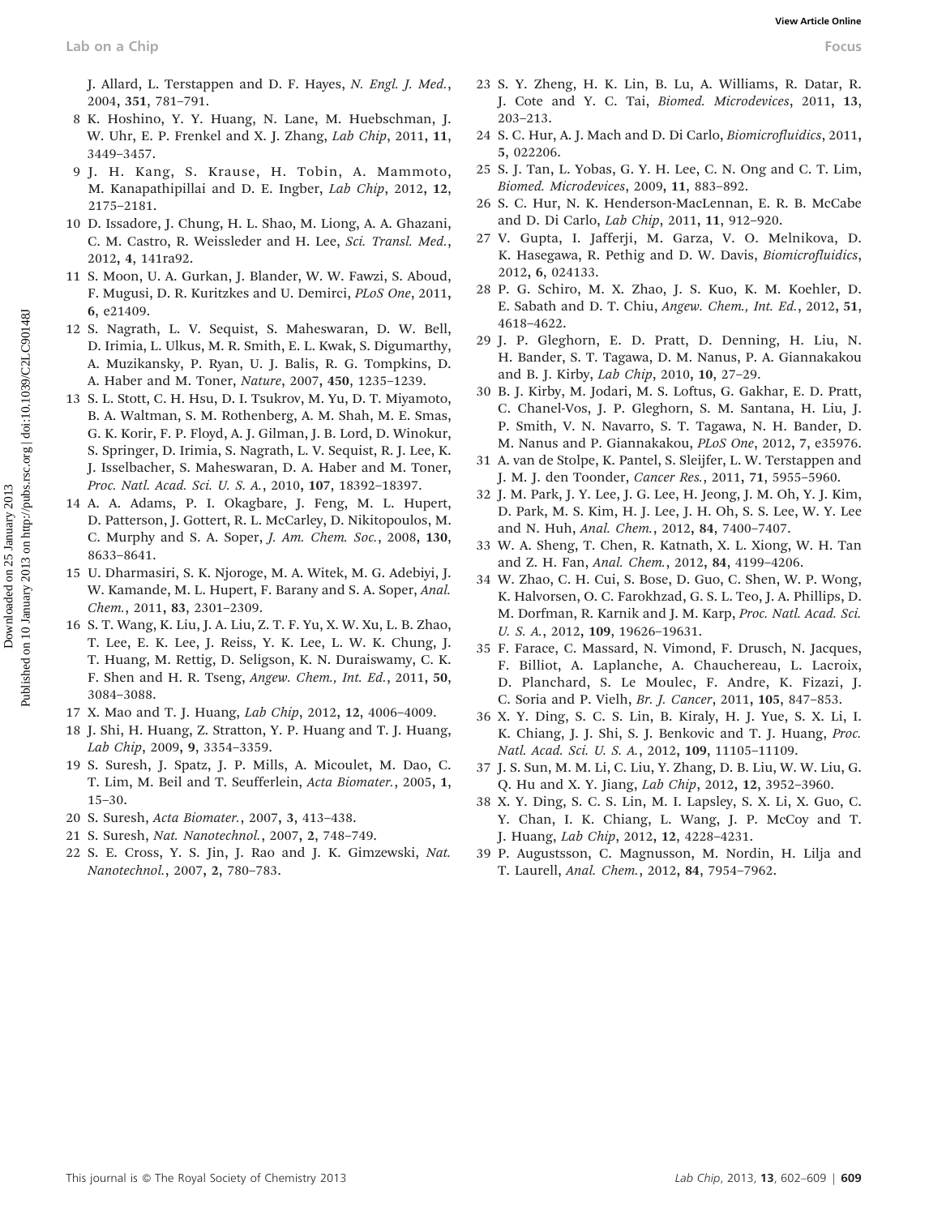J. Allard, L. Terstappen and D. F. Hayes, *N. Engl. J. Med.*, 2004, **351**, 781–791.

8 K. Hoshino, Y. Y. Huang, N. Lane, M. Huebschman, J. W. Uhr, E. P. Frenkel and X. J. Zhang, *Lab Chip*, 2011, **11**, 3449–3457.

9 J. H. Kang, S. Krause, H. Tobin, A. Mammoto, M. Kanapathipillai and D. E. Ingber, *Lab Chip*, 2012, **12**, 2175–2181.

10 D. Issadore, J. Chung, H. L. Shao, M. Liong, A. A. Ghazani, C. M. Castro, R. Weissleder and H. Lee, *Sci. Transl. Med.*, 2012, **4**, 141ra92.

11 S. Moon, U. A. Gurkan, J. Blander, W. W. Fawzi, S. Aboud, F. Mugusi, D. R. Kuritzkes and U. Demirci, *PLoS One*, 2011, **6**, e21409.

12 S. Nagrath, L. V. Sequist, S. Maheswaran, D. W. Bell, D. Irimia, L. Ulkus, M. R. Smith, E. L. Kwak, S. Digumarthy, A. Muzikansky, P. Ryan, U. J. Balis, R. G. Tompkins, D. A. Haber and M. Toner, *Nature*, 2007, **450**, 1235–1239.

13 S. L. Stott, C. H. Hsu, D. I. Tsukrov, M. Yu, D. T. Miyamoto, B. A. Waltman, S. M. Rothenberg, A. M. Shah, M. E. Smas, G. K. Korir, F. P. Floyd, A. J. Gilman, J. B. Lord, D. Winokur, S. Springer, D. Irimia, S. Nagrath, L. V. Sequist, R. J. Lee, K. J. Isselbacher, S. Maheswaran, D. A. Haber and M. Toner, *Proc. Natl. Acad. Sci. U. S. A.*, 2010, **107**, 18392–18397.

14 A. A. Adams, P. I. Okagbare, J. Feng, M. L. Hupert, D. Patterson, J. Gottert, R. L. McCarley, D. Nikitopoulos, M. C. Murphy and S. A. Soper, *J. Am. Chem. Soc.*, 2008, **130**, 8633–8641.

15 U. Dharmasiri, S. K. Njoroge, M. A. Witek, M. G. Adebiyi, J. W. Kamande, M. L. Hupert, F. Barany and S. A. Soper, *Anal. Chem.*, 2011, **83**, 2301–2309.

16 S. T. Wang, K. Liu, J. A. Liu, Z. T. F. Yu, X. W. Xu, L. B. Zhao, T. Lee, E. K. Lee, J. Reiss, Y. K. Lee, L. W. K. Chung, J. T. Huang, M. Rettig, D. Seligson, K. N. Duraiswamy, C. K. F. Shen and H. R. Tseng, *Angew. Chem., Int. Ed.*, 2011, **50**, 3084–3088.

17 X. Mao and T. J. Huang, *Lab Chip*, 2012, **12**, 4006–4009.

18 J. Shi, H. Huang, Z. Stratton, Y. P. Huang and T. J. Huang, *Lab Chip*, 2009, **9**, 3354–3359.

19 S. Suresh, J. Spatz, J. P. Mills, A. Micoulet, M. Dao, C. T. Lim, M. Beil and T. Seufferlein, *Acta Biomater.*, 2005, **1**, 15–30.

20 S. Suresh, *Acta Biomater.*, 2007, **3**, 413–438.

21 S. Suresh, *Nat. Nanotechnol.*, 2007, **2**, 748–749.

22 S. E. Cross, Y. S. Jin, J. Rao and J. K. Gimzewski, *Nat. Nanotechnol.*, 2007, **2**, 780–783.

23 S. Y. Zheng, H. K. Lin, B. Lu, A. Williams, R. Datar, R. J. Cote and Y. C. Tai, *Biomed. Microdevices*, 2011, **13**, 203–213.

24 S. C. Hur, A. J. Mach and D. Di Carlo, *Biomicrofluidics*, 2011, **5**, 022206.

25 S. J. Tan, L. Yobas, G. Y. H. Lee, C. N. Ong and C. T. Lim, *Biomed. Microdevices*, 2009, **11**, 883–892.

26 S. C. Hur, N. K. Henderson-MacLennan, E. R. B. McCabe and D. Di Carlo, *Lab Chip*, 2011, **11**, 912–920.

27 V. Gupta, I. Jafferji, M. Garza, V. O. Melnikova, D. K. Hasegawa, R. Pethig and D. W. Davis, *Biomicrofluidics*, 2012, **6**, 024133.

28 P. G. Schiro, M. X. Zhao, J. S. Kuo, K. M. Koehler, D. E. Sabath and D. T. Chiu, *Angew. Chem., Int. Ed.*, 2012, **51**, 4618–4622.

29 J. P. Gleghorn, E. D. Pratt, D. Denning, H. Liu, N. H. Bander, S. T. Tagawa, D. M. Nanus, P. A. Giannakakou and B. J. Kirby, *Lab Chip*, 2010, **10**, 27–29.

30 B. J. Kirby, M. Jodari, M. S. Loftus, G. Gakhar, E. D. Pratt, C. Chanel-Vos, J. P. Gleghorn, S. M. Santana, H. Liu, J. P. Smith, V. N. Navarro, S. T. Tagawa, N. H. Bander, D. M. Nanus and P. Giannakakou, *PLoS One*, 2012, **7**, e35976.

31 A. van de Stolpe, K. Pantel, S. Sleijfer, L. W. Terstappen and J. M. J. den Toonder, *Cancer Res.*, 2011, **71**, 5955–5960.

32 J. M. Park, J. Y. Lee, J. G. Lee, H. Jeong, J. M. Oh, Y. J. Kim, D. Park, M. S. Kim, H. J. Lee, J. H. Oh, S. S. Lee, W. Y. Lee and N. Huh, *Anal. Chem.*, 2012, **84**, 7400–7407.

33 W. A. Sheng, T. Chen, R. Katnath, X. L. Xiong, W. H. Tan and Z. H. Fan, *Anal. Chem.*, 2012, **84**, 4199–4206.

34 W. Zhao, C. H. Cui, S. Bose, D. Guo, C. Shen, W. P. Wong, K. Halvorsen, O. C. Farokhzad, G. S. L. Teo, J. A. Phillips, D. M. Dorfman, R. Karnik and J. M. Karp, *Proc. Natl. Acad. Sci. U. S. A.*, 2012, **109**, 19626–19631.

35 F. Farace, C. Massard, N. Vimond, F. Drusch, N. Jacques, F. Billiot, A. Laplanche, A. Chauchereau, L. Lacroix, D. Planchard, S. Le Moulec, F. Andre, K. Fizazi, J. C. Soria and P. Vielh, *Br. J. Cancer*, 2011, **105**, 847–853.

36 X. Y. Ding, S. C. S. Lin, B. Kiraly, H. J. Yue, S. X. Li, I. K. Chiang, J. J. Shi, S. J. Benkovic and T. J. Huang, *Proc. Natl. Acad. Sci. U. S. A.*, 2012, **109**, 11105–11109.

37 J. S. Sun, M. M. Li, C. Liu, Y. Zhang, D. B. Liu, W. W. Liu, G. Q. Hu and X. Y. Jiang, *Lab Chip*, 2012, **12**, 3952–3960.

38 X. Y. Ding, S. C. S. Lin, M. I. Lapsley, S. X. Li, X. Guo, C. Y. Chan, I. K. Chiang, L. Wang, J. P. McCoy and T. J. Huang, *Lab Chip*, 2012, **12**, 4228–4231.

39 P. Augustsson, C. Magnusson, M. Nordin, H. Lilja and T. Laurell, *Anal. Chem.*, 2012, **84**, 7954–7962.